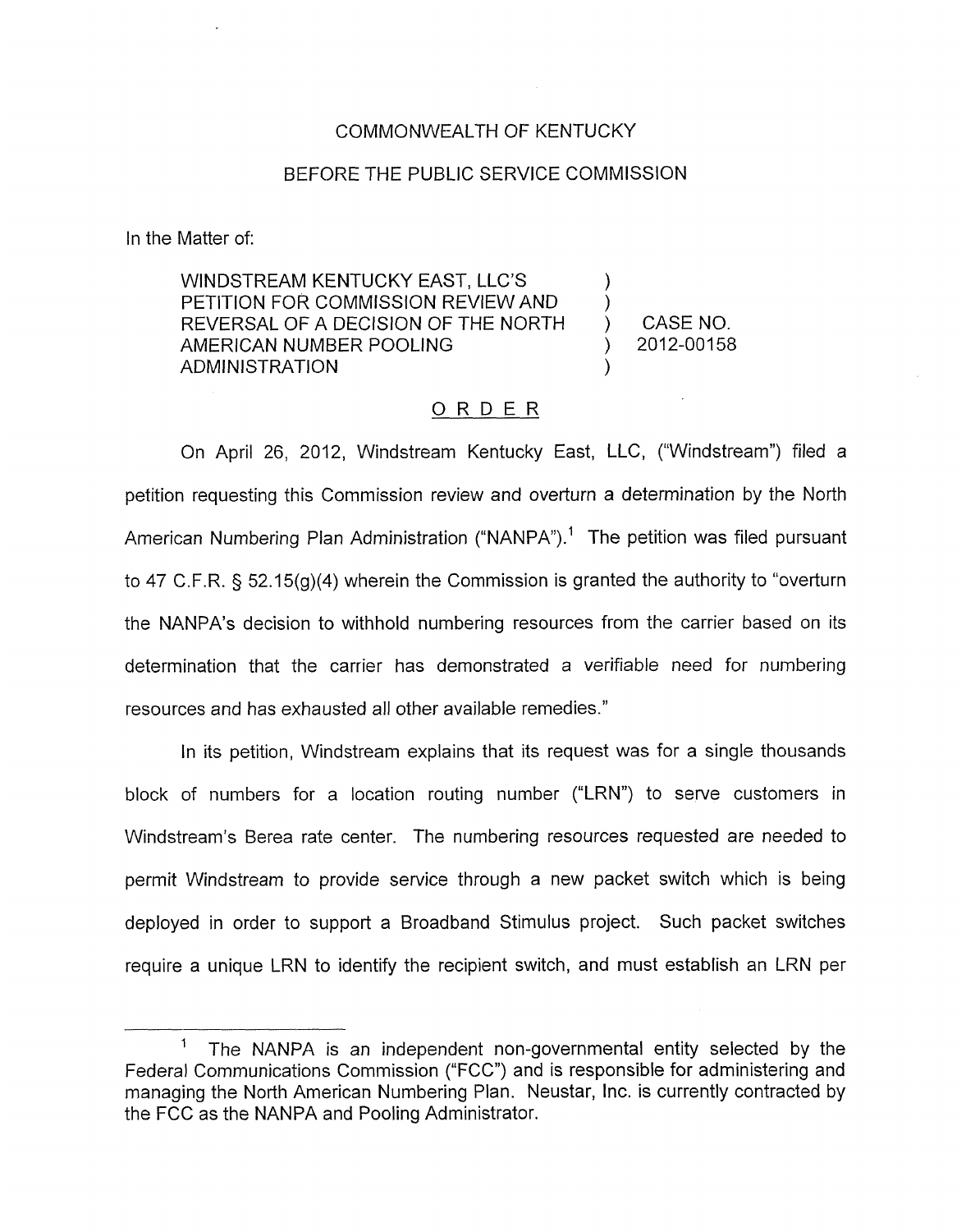COMMONWEALTH OF KENTUCKY

BEFORE THE PUBLIC SERVICE COMMISSION

In the Matter of:

| | | |
|---|---|---|
| WINDSTREAM KENTUCKY EAST, LLC'S PETITION FOR COMMISSION REVIEW AND REVERSAL OF A DECISION OF THE NORTH AMERICAN NUMBER POOLING ADMINISTRATION | ) ) ) ) ) | CASE NO. 2012-00158 |

## ORDER

On April 26, 2012, Windstream Kentucky East, LLC, ("Windstream") filed a petition requesting this Commission review and overturn a determination by the North American Numbering Plan Administration ("NANPA").[1] The petition was filed pursuant to 47 C.F.R. § 52.15(g)(4) wherein the Commission is granted the authority to "overturn the NANPA's decision to withhold numbering resources from the carrier based on its determination that the carrier has demonstrated a verifiable need for numbering resources and has exhausted all other available remedies."

In its petition, Windstream explains that its request was for a single thousands block of numbers for a location routing number ("LRN") to serve customers in Windstream's Berea rate center. The numbering resources requested are needed to permit Windstream to provide service through a new packet switch which is being deployed in order to support a Broadband Stimulus project. Such packet switches require a unique LRN to identify the recipient switch, and must establish an LRN per

---

[1] The NANPA is an independent non-governmental entity selected by the Federal Communications Commission ("FCC") and is responsible for administering and managing the North American Numbering Plan. Neustar, Inc. is currently contracted by the FCC as the NANPA and Pooling Administrator.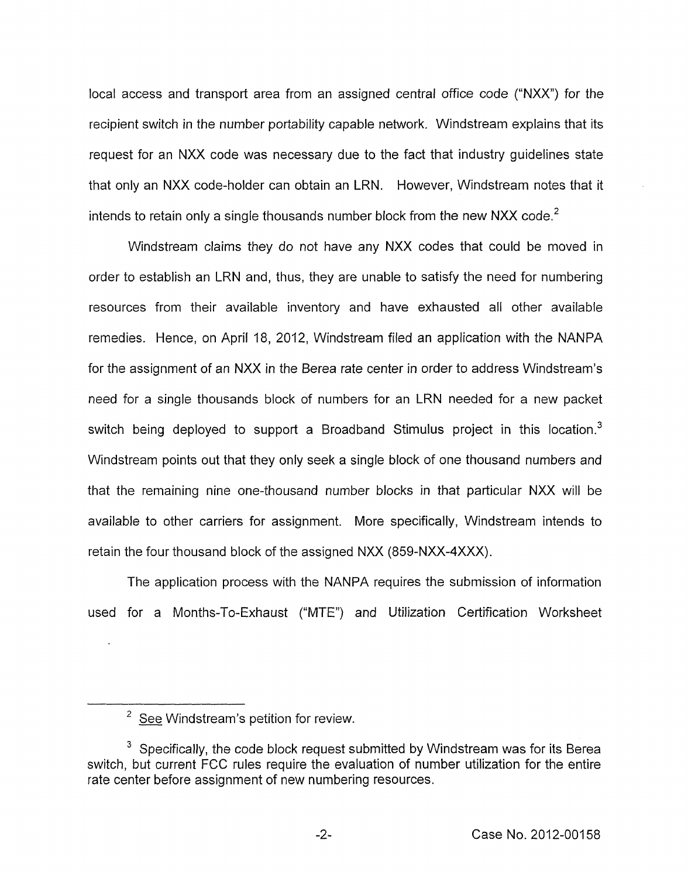local access and transport area from an assigned central office code ("NXX") for the recipient switch in the number portability capable network. Windstream explains that its request for an NXX code was necessary due to the fact that industry guidelines state that only an NXX code-holder can obtain an LRN. However, Windstream notes that it intends to retain only a single thousands number block from the new NXX code.[2]

Windstream claims they do not have any NXX codes that could be moved in order to establish an LRN and, thus, they are unable to satisfy the need for numbering resources from their available inventory and have exhausted all other available remedies. Hence, on April 18, 2012, Windstream filed an application with the NANPA for the assignment of an NXX in the Berea rate center in order to address Windstream's need for a single thousands block of numbers for an LRN needed for a new packet switch being deployed to support a Broadband Stimulus project in this location.[3] Windstream points out that they only seek a single block of one thousand numbers and that the remaining nine one-thousand number blocks in that particular NXX will be available to other carriers for assignment. More specifically, Windstream intends to retain the four thousand block of the assigned NXX (859-NXX-4XXX).

The application process with the NANPA requires the submission of information used for a Months-To-Exhaust ("MTE") and Utilization Certification Worksheet

---

[2] See Windstream's petition for review.

[3] Specifically, the code block request submitted by Windstream was for its Berea switch, but current FCC rules require the evaluation of number utilization for the entire rate center before assignment of new numbering resources.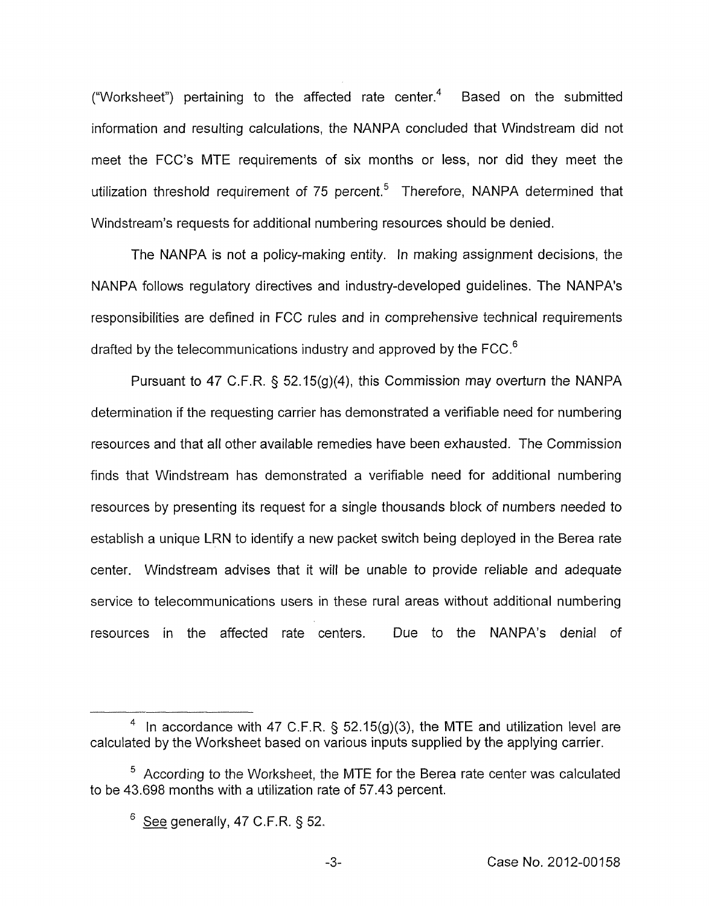("Worksheet") pertaining to the affected rate center.[4] Based on the submitted information and resulting calculations, the NANPA concluded that Windstream did not meet the FCC's MTE requirements of six months or less, nor did they meet the utilization threshold requirement of 75 percent.[5] Therefore, NANPA determined that Windstream's requests for additional numbering resources should be denied.

The NANPA is not a policy-making entity. In making assignment decisions, the NANPA follows regulatory directives and industry-developed guidelines. The NANPA's responsibilities are defined in FCC rules and in comprehensive technical requirements drafted by the telecommunications industry and approved by the FCC.[6]

Pursuant to 47 C.F.R. § 52.15(g)(4), this Commission may overturn the NANPA determination if the requesting carrier has demonstrated a verifiable need for numbering resources and that all other available remedies have been exhausted. The Commission finds that Windstream has demonstrated a verifiable need for additional numbering resources by presenting its request for a single thousands block of numbers needed to establish a unique LRN to identify a new packet switch being deployed in the Berea rate center. Windstream advises that it will be unable to provide reliable and adequate service to telecommunications users in these rural areas without additional numbering resources in the affected rate centers. Due to the NANPA's denial of

---

[4] In accordance with 47 C.F.R. § 52.15(g)(3), the MTE and utilization level are calculated by the Worksheet based on various inputs supplied by the applying carrier.

[5] According to the Worksheet, the MTE for the Berea rate center was calculated to be 43.698 months with a utilization rate of 57.43 percent.

[6] See generally, 47 C.F.R. § 52.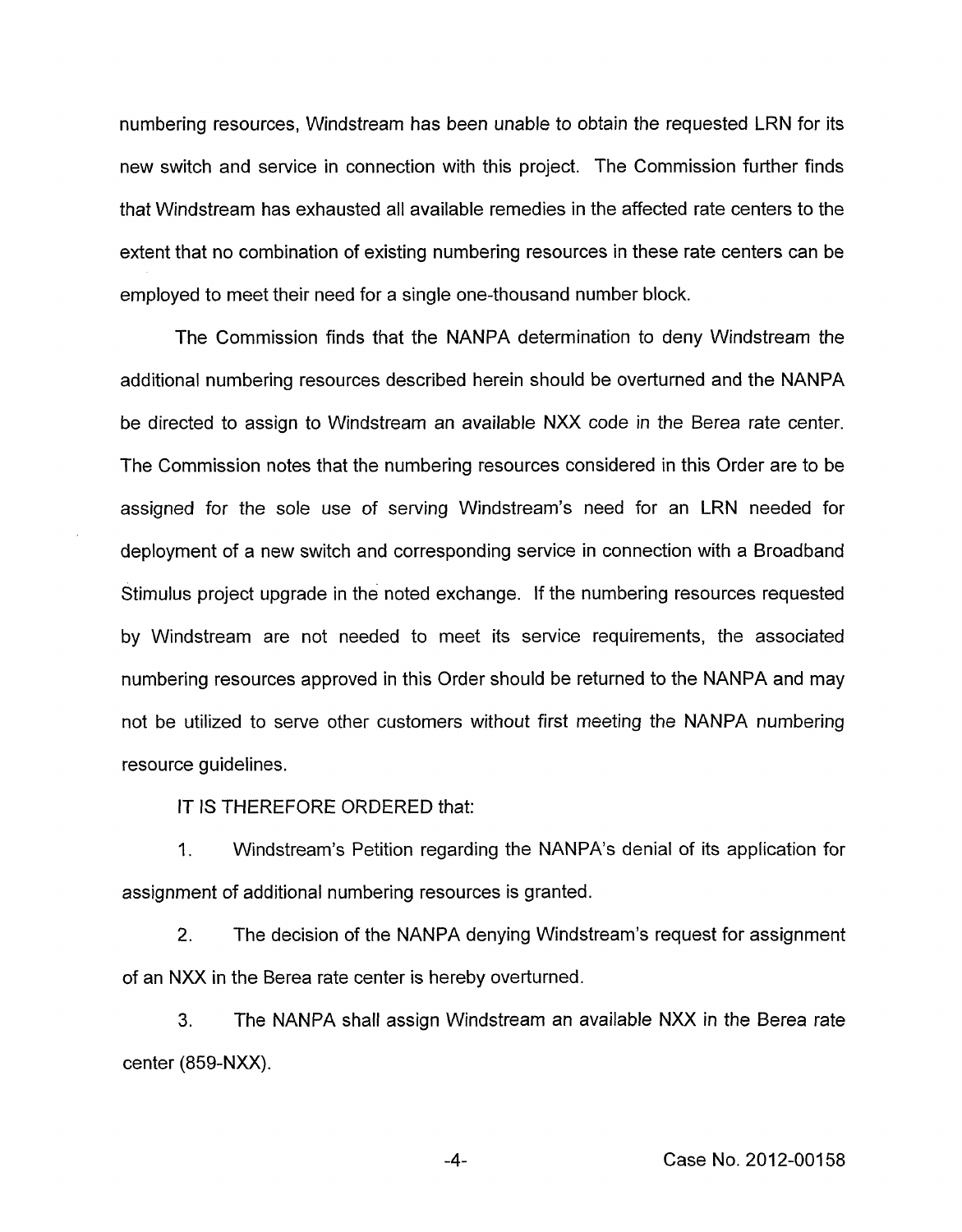numbering resources, Windstream has been unable to obtain the requested LRN for its new switch and service in connection with this project. The Commission further finds that Windstream has exhausted all available remedies in the affected rate centers to the extent that no combination of existing numbering resources in these rate centers can be employed to meet their need for a single one-thousand number block.

The Commission finds that the NANPA determination to deny Windstream the additional numbering resources described herein should be overturned and the NANPA be directed to assign to Windstream an available NXX code in the Berea rate center. The Commission notes that the numbering resources considered in this Order are to be assigned for the sole use of serving Windstream's need for an LRN needed for deployment of a new switch and corresponding service in connection with a Broadband Stimulus project upgrade in the noted exchange. If the numbering resources requested by Windstream are not needed to meet its service requirements, the associated numbering resources approved in this Order should be returned to the NANPA and may not be utilized to serve other customers without first meeting the NANPA numbering resource guidelines.

IT IS THEREFORE ORDERED that:

1. Windstream's Petition regarding the NANPA's denial of its application for assignment of additional numbering resources is granted.

2. The decision of the NANPA denying Windstream's request for assignment of an NXX in the Berea rate center is hereby overturned.

3. The NANPA shall assign Windstream an available NXX in the Berea rate center (859-NXX).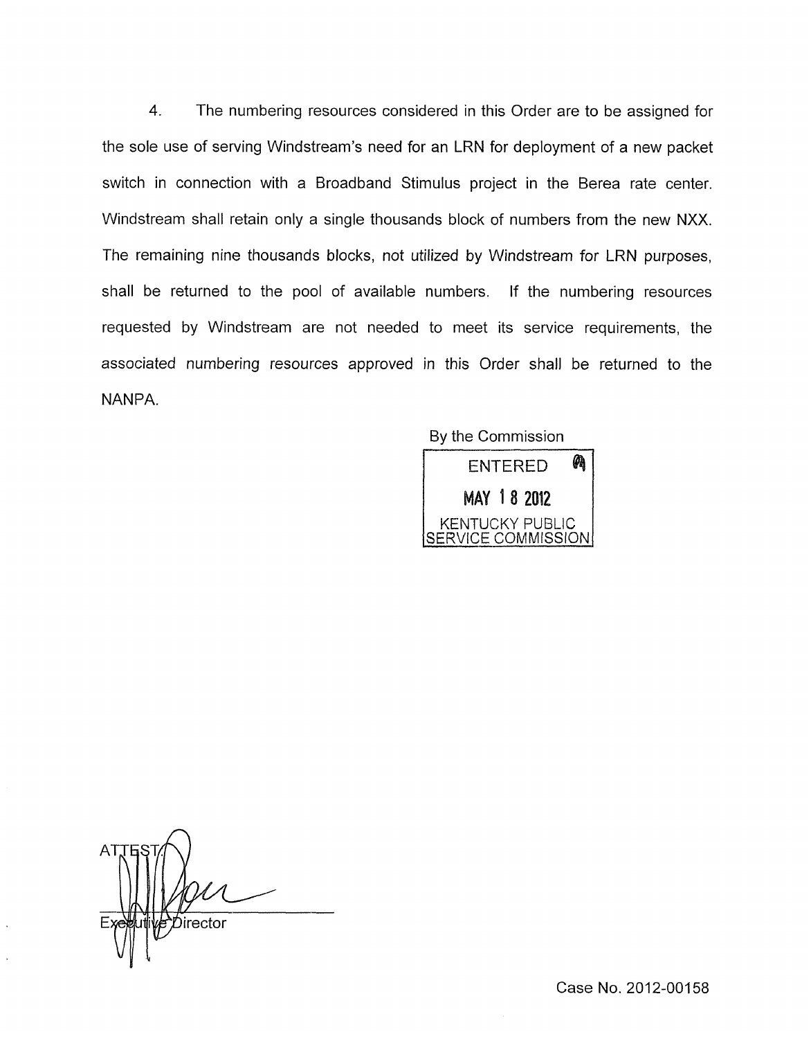4. The numbering resources considered in this Order are to be assigned for the sole use of serving Windstream's need for an LRN for deployment of a new packet switch in connection with a Broadband Stimulus project in the Berea rate center. Windstream shall retain only a single thousands block of numbers from the new NXX. The remaining nine thousands blocks, not utilized by Windstream for LRN purposes, shall be returned to the pool of available numbers. If the numbering resources requested by Windstream are not needed to meet its service requirements, the associated numbering resources approved in this Order shall be returned to the NANPA.

By the Commission

ENTERED
MAY 18 2012
KENTUCKY PUBLIC SERVICE COMMISSION

ATTEST:

Executive Director

Case No. 2012-00158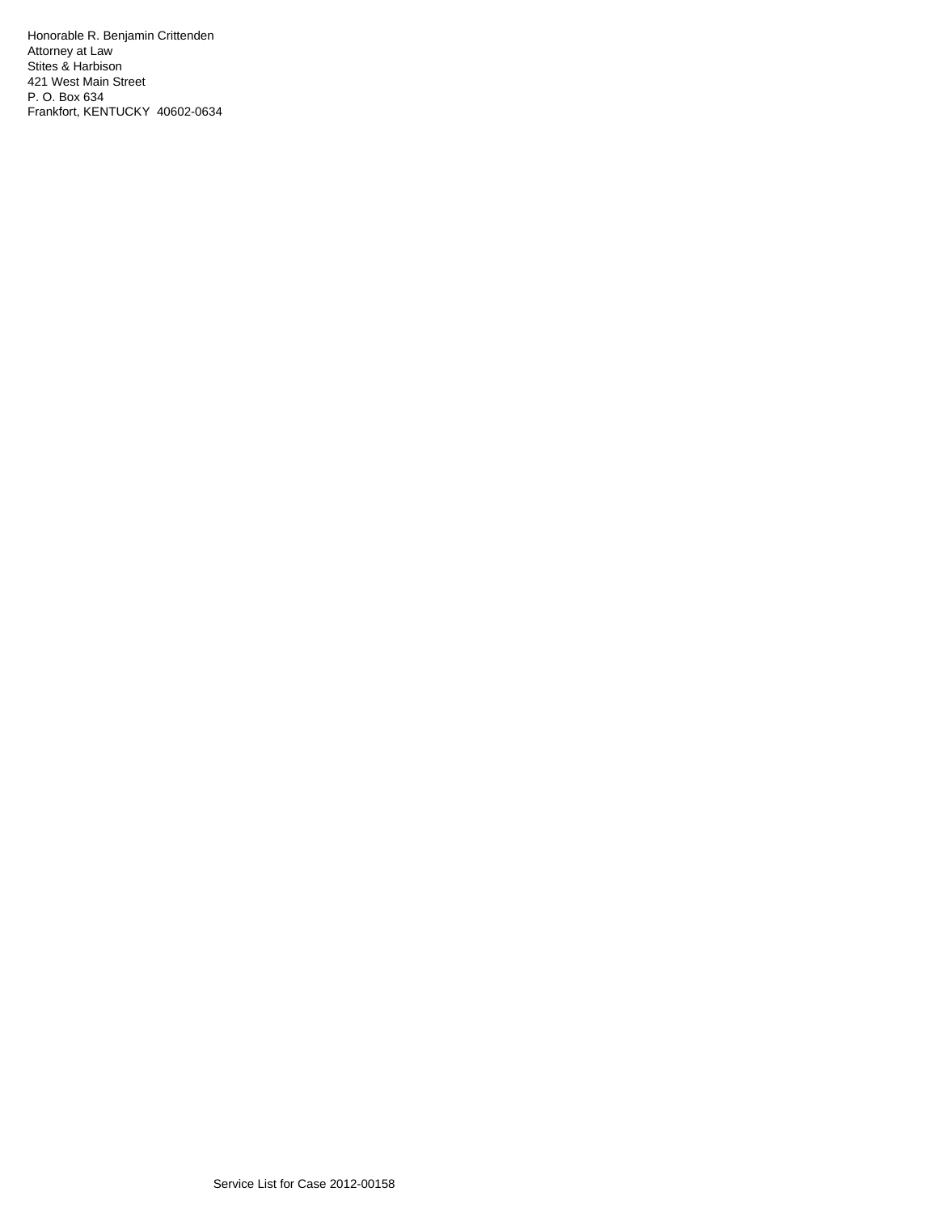Honorable R. Benjamin Crittenden
Attorney at Law
Stites & Harbison
421 West Main Street
P. O. Box 634
Frankfort, KENTUCKY  40602-0634